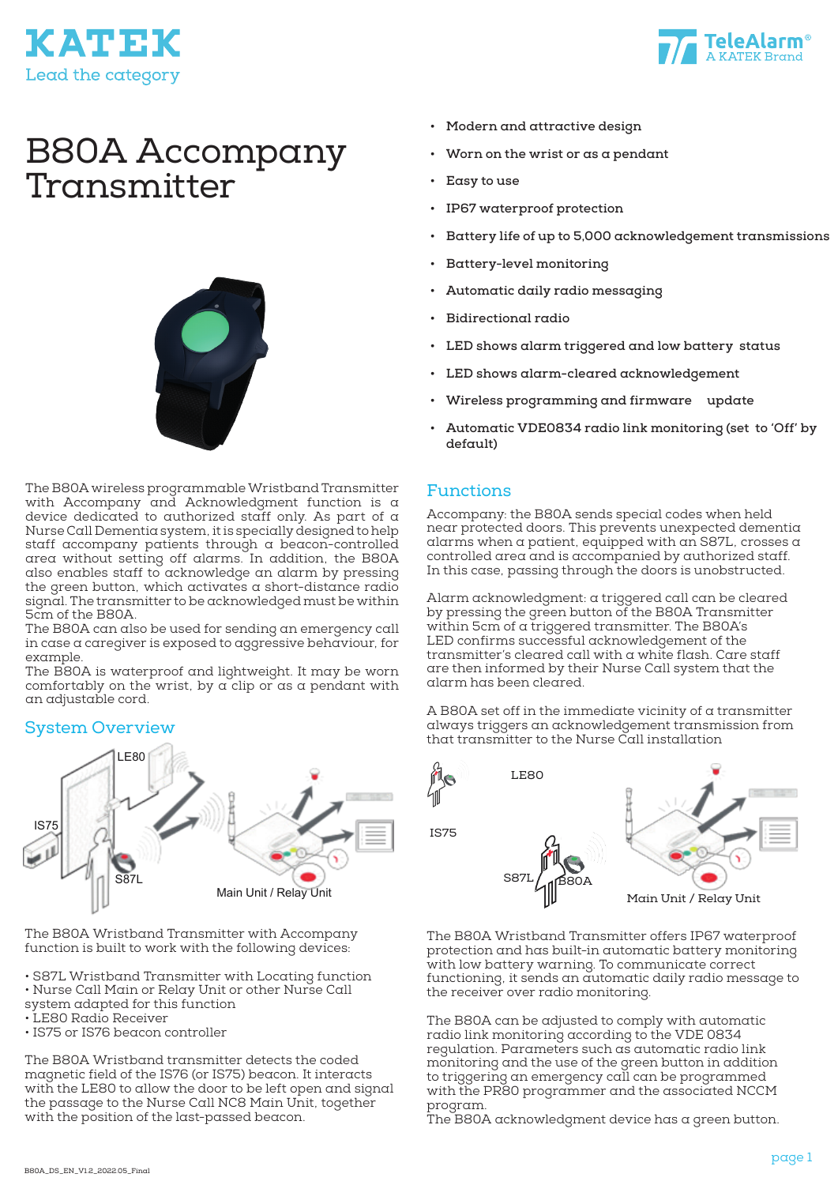KATEK
Lead the category

TeleAlarm® A KATEK Brand

# B80A Accompany Transmitter

- Modern and attractive design
- Worn on the wrist or as a pendant
- Easy to use
- IP67 waterproof protection
- Battery life of up to 5,000 acknowledgement transmissions
- Battery-level monitoring
- Automatic daily radio messaging
- Bidirectional radio
- LED shows alarm triggered and low battery status
- LED shows alarm-cleared acknowledgement
- Wireless programming and firmware update
- Automatic VDE0834 radio link monitoring (set to 'Off' by default)

The B80A wireless programmable Wristband Transmitter with Accompany and Acknowledgment function is a device dedicated to authorized staff only. As part of a Nurse Call Dementia system, it is specially designed to help staff accompany patients through a beacon-controlled area without setting off alarms. In addition, the B80A also enables staff to acknowledge an alarm by pressing the green button, which activates a short-distance radio signal. The transmitter to be acknowledged must be within 5cm of the B80A.
The B80A can also be used for sending an emergency call in case a caregiver is exposed to aggressive behaviour, for example.
The B80A is waterproof and lightweight. It may be worn comfortably on the wrist, by a clip or as a pendant with an adjustable cord.

## System Overview

LE80 IS75 S87L Main Unit / Relay Unit

The B80A Wristband Transmitter with Accompany function is built to work with the following devices:

- S87L Wristband Transmitter with Locating function
- Nurse Call Main or Relay Unit or other Nurse Call system adapted for this function
- LE80 Radio Receiver
- IS75 or IS76 beacon controller

The B80A Wristband transmitter detects the coded magnetic field of the IS76 (or IS75) beacon. It interacts with the LE80 to allow the door to be left open and signal the passage to the Nurse Call NC8 Main Unit, together with the position of the last-passed beacon.

## Functions

Accompany: the B80A sends special codes when held near protected doors. This prevents unexpected dementia alarms when a patient, equipped with an S87L, crosses a controlled area and is accompanied by authorized staff. In this case, passing through the doors is unobstructed.

Alarm acknowledgment: a triggered call can be cleared by pressing the green button of the B80A Transmitter within 5cm of a triggered transmitter. The B80A's LED confirms successful acknowledgement of the transmitter's cleared call with a white flash. Care staff are then informed by their Nurse Call system that the alarm has been cleared.

A B80A set off in the immediate vicinity of a transmitter always triggers an acknowledgement transmission from that transmitter to the Nurse Call installation

IS75 LE80 S87L B80A Main Unit / Relay Unit

The B80A Wristband Transmitter offers IP67 waterproof protection and has built-in automatic battery monitoring with low battery warning. To communicate correct functioning, it sends an automatic daily radio message to the receiver over radio monitoring.

The B80A can be adjusted to comply with automatic radio link monitoring according to the VDE 0834 regulation. Parameters such as automatic radio link monitoring and the use of the green button in addition to triggering an emergency call can be programmed with the PR80 programmer and the associated NCCM program.
The B80A acknowledgment device has a green button.

B80A_DS_EN_V1.2_2022.05_Final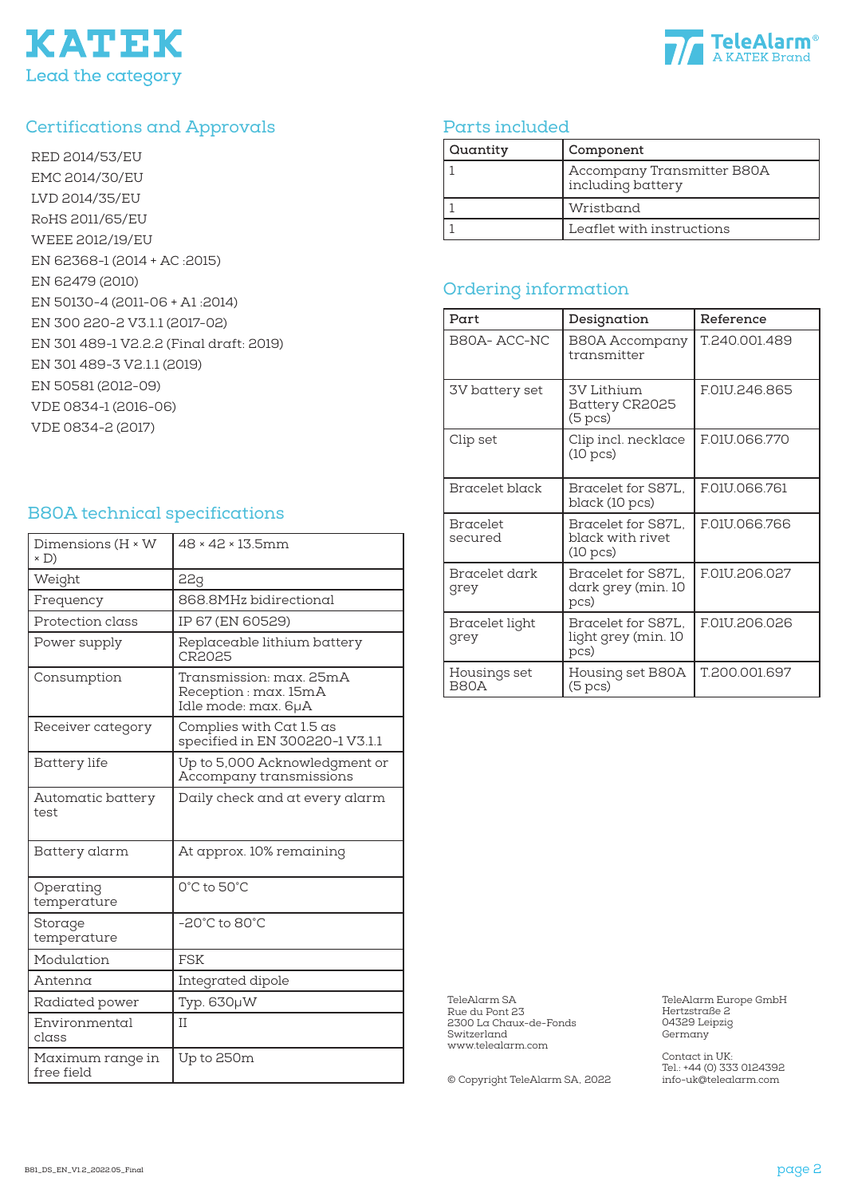KATEK
Lead the category

TeleAlarm®
A KATEK Brand

## Certifications and Approvals

RED 2014/53/EU
EMC 2014/30/EU
LVD 2014/35/EU
RoHS 2011/65/EU
WEEE 2012/19/EU
EN 62368-1 (2014 + AC :2015)
EN 62479 (2010)
EN 50130-4 (2011-06 + A1 :2014)
EN 300 220-2 V3.1.1 (2017-02)
EN 301 489-1 V2.2.2 (Final draft: 2019)
EN 301 489-3 V2.1.1 (2019)
EN 50581 (2012-09)
VDE 0834-1 (2016-06)
VDE 0834-2 (2017)

## B80A technical specifications

| | |
|---|---|
| Dimensions (H × W × D) | 48 × 42 × 13.5mm |
| Weight | 22g |
| Frequency | 868.8MHz bidirectional |
| Protection class | IP 67 (EN 60529) |
| Power supply | Replaceable lithium battery CR2025 |
| Consumption | Transmission: max. 25mA<br>Reception : max. 15mA<br>Idle mode: max. 6μA |
| Receiver category | Complies with Cat 1.5 as specified in EN 300220-1 V3.1.1 |
| Battery life | Up to 5,000 Acknowledgment or Accompany transmissions |
| Automatic battery test | Daily check and at every alarm |
| Battery alarm | At approx. 10% remaining |
| Operating temperature | 0°C to 50°C |
| Storage temperature | -20°C to 80°C |
| Modulation | FSK |
| Antenna | Integrated dipole |
| Radiated power | Typ. 630μW |
| Environmental class | II |
| Maximum range in free field | Up to 250m |

## Parts included

| Quantity | Component |
|---|---|
| 1 | Accompany Transmitter B80A including battery |
| 1 | Wristband |
| 1 | Leaflet with instructions |

## Ordering information

| Part | Designation | Reference |
|---|---|---|
| B80A- ACC-NC | B80A Accompany transmitter | T.240.001.489 |
| 3V battery set | 3V Lithium Battery CR2025 (5 pcs) | F.01U.246.865 |
| Clip set | Clip incl. necklace (10 pcs) | F.01U.066.770 |
| Bracelet black | Bracelet for S87L, black (10 pcs) | F.01U.066.761 |
| Bracelet secured | Bracelet for S87L, black with rivet (10 pcs) | F.01U.066.766 |
| Bracelet dark grey | Bracelet for S87L, dark grey (min. 10 pcs) | F.01U.206.027 |
| Bracelet light grey | Bracelet for S87L, light grey (min. 10 pcs) | F.01U.206.026 |
| Housings set B80A | Housing set B80A (5 pcs) | T.200.001.697 |

TeleAlarm SA
Rue du Pont 23
2300 La Chaux-de-Fonds
Switzerland
www.telealarm.com

© Copyright TeleAlarm SA, 2022

TeleAlarm Europe GmbH
Hertzstraße 2
04329 Leipzig
Germany

Contact in UK:
Tel.: +44 (0) 333 0124392
info-uk@telealarm.com

B81_DS_EN_V1.2_2022.05_Final